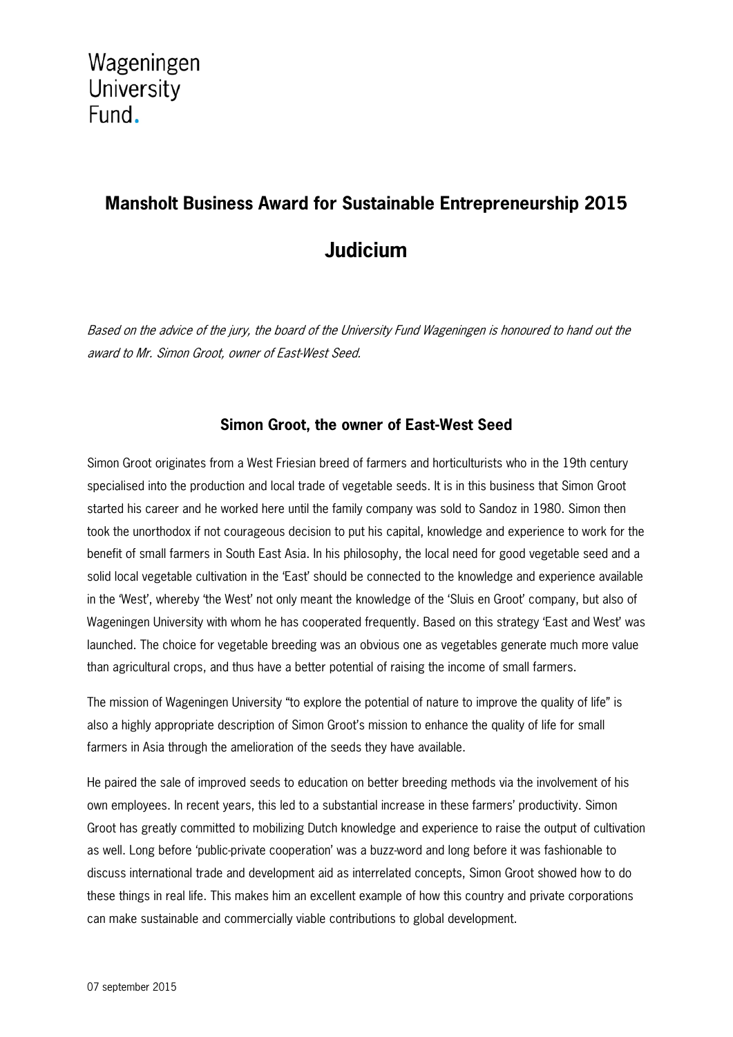Wageningen
University
Fund.

# Mansholt Business Award for Sustainable Entrepreneurship 2015

# Judicium

*Based on the advice of the jury, the board of the University Fund Wageningen is honoured to hand out the award to Mr. Simon Groot, owner of East-West Seed.*

## Simon Groot, the owner of East-West Seed

Simon Groot originates from a West Friesian breed of farmers and horticulturists who in the 19th century specialised into the production and local trade of vegetable seeds. It is in this business that Simon Groot started his career and he worked here until the family company was sold to Sandoz in 1980. Simon then took the unorthodox if not courageous decision to put his capital, knowledge and experience to work for the benefit of small farmers in South East Asia. In his philosophy, the local need for good vegetable seed and a solid local vegetable cultivation in the 'East' should be connected to the knowledge and experience available in the 'West', whereby 'the West' not only meant the knowledge of the 'Sluis en Groot' company, but also of Wageningen University with whom he has cooperated frequently. Based on this strategy 'East and West' was launched. The choice for vegetable breeding was an obvious one as vegetables generate much more value than agricultural crops, and thus have a better potential of raising the income of small farmers.

The mission of Wageningen University "to explore the potential of nature to improve the quality of life" is also a highly appropriate description of Simon Groot's mission to enhance the quality of life for small farmers in Asia through the amelioration of the seeds they have available.

He paired the sale of improved seeds to education on better breeding methods via the involvement of his own employees. In recent years, this led to a substantial increase in these farmers' productivity. Simon Groot has greatly committed to mobilizing Dutch knowledge and experience to raise the output of cultivation as well. Long before 'public-private cooperation' was a buzz-word and long before it was fashionable to discuss international trade and development aid as interrelated concepts, Simon Groot showed how to do these things in real life. This makes him an excellent example of how this country and private corporations can make sustainable and commercially viable contributions to global development.

07 september 2015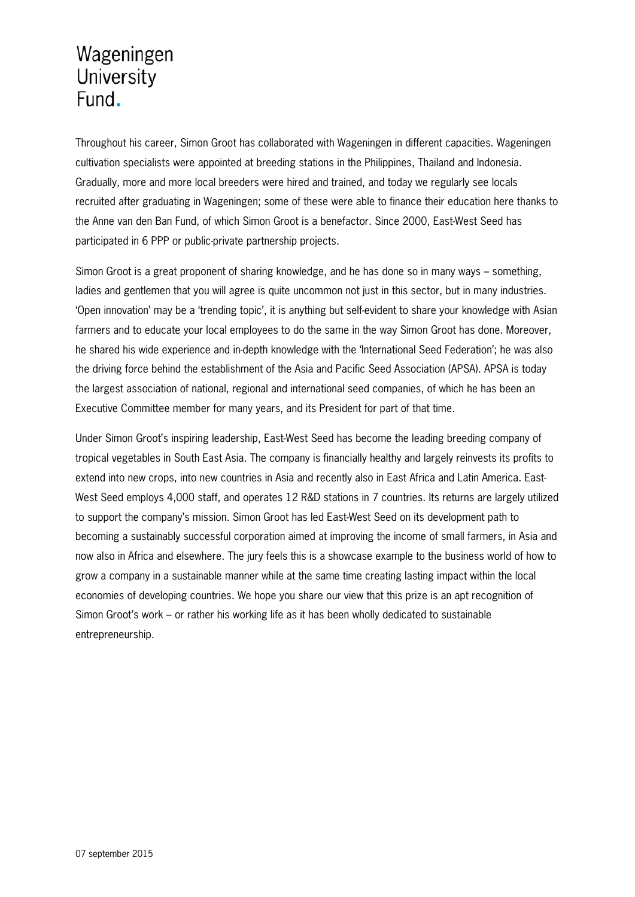Throughout his career, Simon Groot has collaborated with Wageningen in different capacities. Wageningen cultivation specialists were appointed at breeding stations in the Philippines, Thailand and Indonesia. Gradually, more and more local breeders were hired and trained, and today we regularly see locals recruited after graduating in Wageningen; some of these were able to finance their education here thanks to the Anne van den Ban Fund, of which Simon Groot is a benefactor. Since 2000, East-West Seed has participated in 6 PPP or public-private partnership projects.

Simon Groot is a great proponent of sharing knowledge, and he has done so in many ways – something, ladies and gentlemen that you will agree is quite uncommon not just in this sector, but in many industries. 'Open innovation' may be a 'trending topic', it is anything but self-evident to share your knowledge with Asian farmers and to educate your local employees to do the same in the way Simon Groot has done. Moreover, he shared his wide experience and in-depth knowledge with the 'International Seed Federation'; he was also the driving force behind the establishment of the Asia and Pacific Seed Association (APSA). APSA is today the largest association of national, regional and international seed companies, of which he has been an Executive Committee member for many years, and its President for part of that time.

Under Simon Groot's inspiring leadership, East-West Seed has become the leading breeding company of tropical vegetables in South East Asia. The company is financially healthy and largely reinvests its profits to extend into new crops, into new countries in Asia and recently also in East Africa and Latin America. East-West Seed employs 4,000 staff, and operates 12 R&D stations in 7 countries. Its returns are largely utilized to support the company's mission. Simon Groot has led East-West Seed on its development path to becoming a sustainably successful corporation aimed at improving the income of small farmers, in Asia and now also in Africa and elsewhere. The jury feels this is a showcase example to the business world of how to grow a company in a sustainable manner while at the same time creating lasting impact within the local economies of developing countries. We hope you share our view that this prize is an apt recognition of Simon Groot's work – or rather his working life as it has been wholly dedicated to sustainable entrepreneurship.